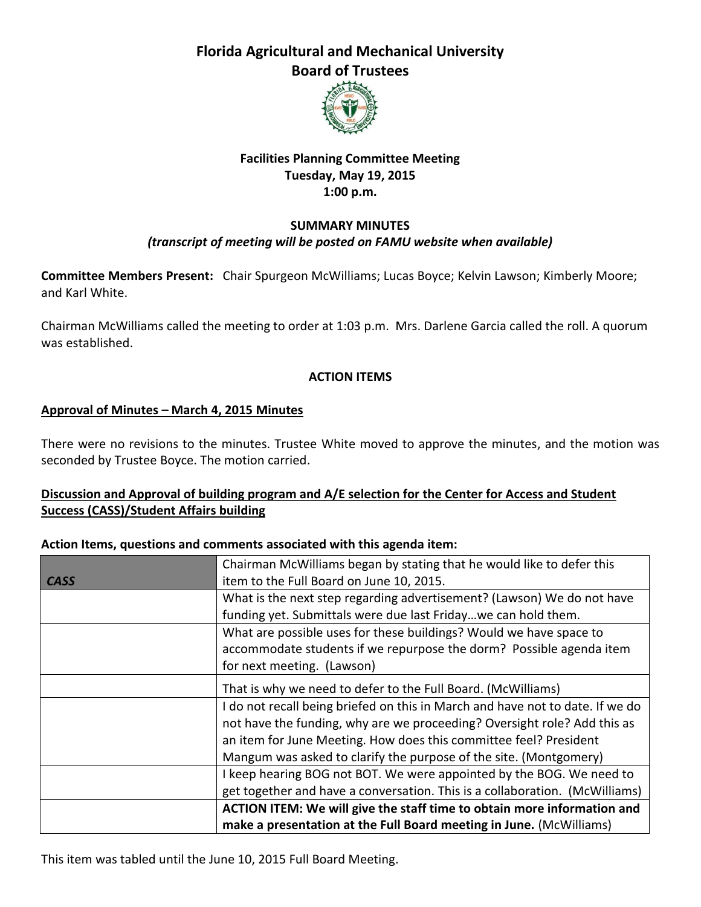# Florida Agricultural and Mechanical University
# Board of Trustees

### Facilities Planning Committee Meeting
### Tuesday, May 19, 2015
### 1:00 p.m.

### SUMMARY MINUTES
***(transcript of meeting will be posted on FAMU website when available)***

**Committee Members Present:** Chair Spurgeon McWilliams; Lucas Boyce; Kelvin Lawson; Kimberly Moore; and Karl White.

Chairman McWilliams called the meeting to order at 1:03 p.m. Mrs. Darlene Garcia called the roll. A quorum was established.

## ACTION ITEMS

**Approval of Minutes – March 4, 2015 Minutes**

There were no revisions to the minutes. Trustee White moved to approve the minutes, and the motion was seconded by Trustee Boyce. The motion carried.

**Discussion and Approval of building program and A/E selection for the Center for Access and Student Success (CASS)/Student Affairs building**

**Action Items, questions and comments associated with this agenda item:**

| ***CASS*** | Chairman McWilliams began by stating that he would like to defer this item to the Full Board on June 10, 2015. |
|---|---|
| | What is the next step regarding advertisement? (Lawson) We do not have funding yet. Submittals were due last Friday…we can hold them. |
| | What are possible uses for these buildings? Would we have space to accommodate students if we repurpose the dorm? Possible agenda item for next meeting. (Lawson) |
| | That is why we need to defer to the Full Board. (McWilliams) |
| | I do not recall being briefed on this in March and have not to date. If we do not have the funding, why are we proceeding? Oversight role? Add this as an item for June Meeting. How does this committee feel? President Mangum was asked to clarify the purpose of the site. (Montgomery) |
| | I keep hearing BOG not BOT. We were appointed by the BOG. We need to get together and have a conversation. This is a collaboration. (McWilliams) |
| | **ACTION ITEM: We will give the staff time to obtain more information and make a presentation at the Full Board meeting in June.** (McWilliams) |

This item was tabled until the June 10, 2015 Full Board Meeting.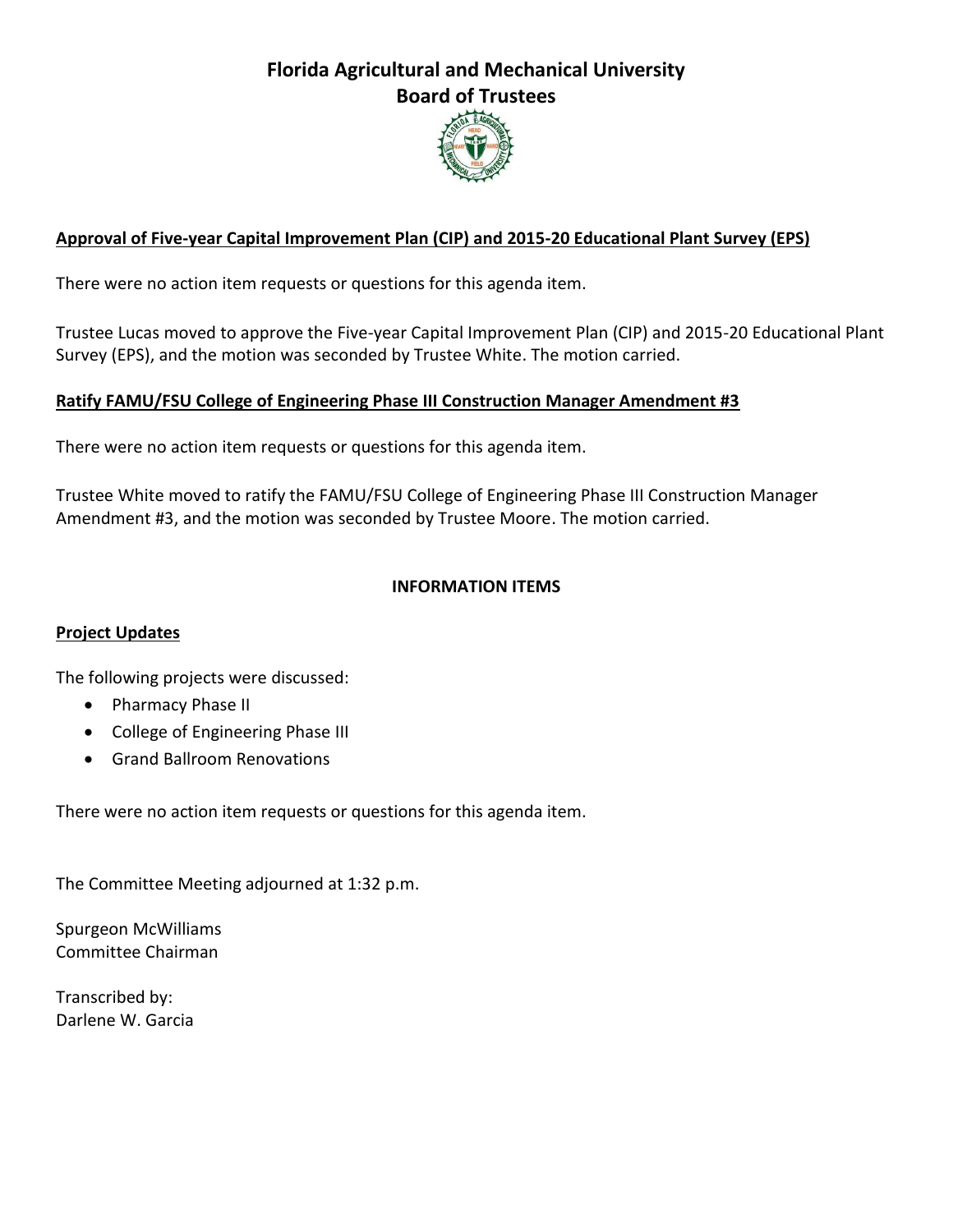# Florida Agricultural and Mechanical University
## Board of Trustees

**Approval of Five-year Capital Improvement Plan (CIP) and 2015-20 Educational Plant Survey (EPS)**

There were no action item requests or questions for this agenda item.

Trustee Lucas moved to approve the Five-year Capital Improvement Plan (CIP) and 2015-20 Educational Plant Survey (EPS), and the motion was seconded by Trustee White. The motion carried.

**Ratify FAMU/FSU College of Engineering Phase III Construction Manager Amendment #3**

There were no action item requests or questions for this agenda item.

Trustee White moved to ratify the FAMU/FSU College of Engineering Phase III Construction Manager Amendment #3, and the motion was seconded by Trustee Moore. The motion carried.

**INFORMATION ITEMS**

**Project Updates**

The following projects were discussed:

- Pharmacy Phase II
- College of Engineering Phase III
- Grand Ballroom Renovations

There were no action item requests or questions for this agenda item.

The Committee Meeting adjourned at 1:32 p.m.

Spurgeon McWilliams
Committee Chairman

Transcribed by:
Darlene W. Garcia